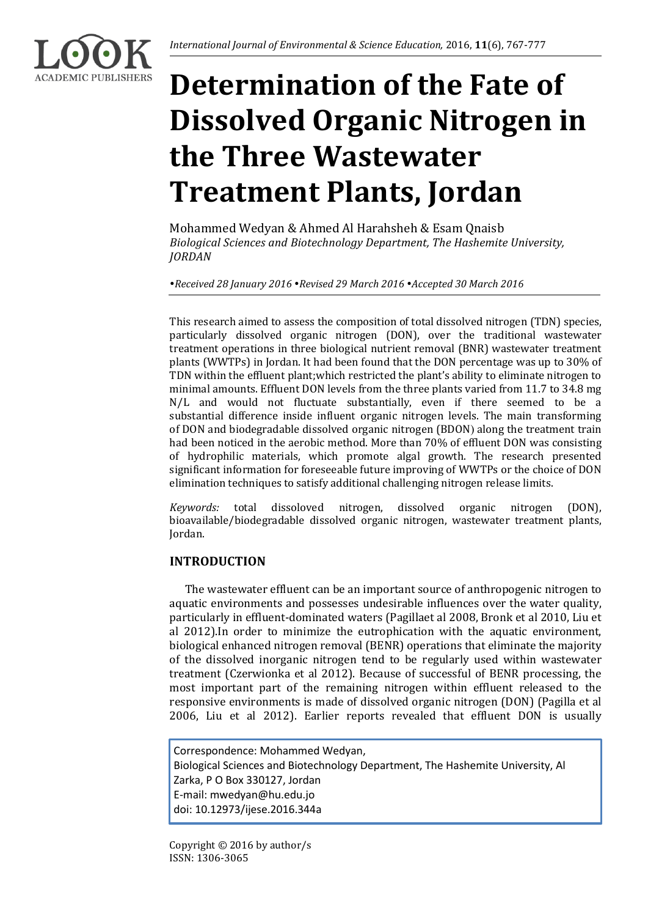# Determination of the Fate of Dissolved Organic Nitrogen in the Three Wastewater Treatment Plants, Jordan

Mohammed Wedyan & Ahmed Al Harahsheh & Esam Qnaisb
*Biological Sciences and Biotechnology Department, The Hashemite University, JORDAN*

*•Received 28 January 2016 •Revised 29 March 2016 •Accepted 30 March 2016*

This research aimed to assess the composition of total dissolved nitrogen (TDN) species, particularly dissolved organic nitrogen (DON), over the traditional wastewater treatment operations in three biological nutrient removal (BNR) wastewater treatment plants (WWTPs) in Jordan. It had been found that the DON percentage was up to 30% of TDN within the effluent plant;which restricted the plant's ability to eliminate nitrogen to minimal amounts. Effluent DON levels from the three plants varied from 11.7 to 34.8 mg N/L and would not fluctuate substantially, even if there seemed to be a substantial difference inside influent organic nitrogen levels. The main transforming of DON and biodegradable dissolved organic nitrogen (BDON) along the treatment train had been noticed in the aerobic method. More than 70% of effluent DON was consisting of hydrophilic materials, which promote algal growth. The research presented significant information for foreseeable future improving of WWTPs or the choice of DON elimination techniques to satisfy additional challenging nitrogen release limits.

*Keywords:* total dissoloved nitrogen, dissolved organic nitrogen (DON), bioavailable/biodegradable dissolved organic nitrogen, wastewater treatment plants, Jordan.

## INTRODUCTION

The wastewater effluent can be an important source of anthropogenic nitrogen to aquatic environments and possesses undesirable influences over the water quality, particularly in effluent-dominated waters (Pagillaet al 2008, Bronk et al 2010, Liu et al 2012).In order to minimize the eutrophication with the aquatic environment, biological enhanced nitrogen removal (BENR) operations that eliminate the majority of the dissolved inorganic nitrogen tend to be regularly used within wastewater treatment (Czerwionka et al 2012). Because of successful of BENR processing, the most important part of the remaining nitrogen within effluent released to the responsive environments is made of dissolved organic nitrogen (DON) (Pagilla et al 2006, Liu et al 2012). Earlier reports revealed that effluent DON is usually

Correspondence: Mohammed Wedyan,
Biological Sciences and Biotechnology Department, The Hashemite University, Al Zarka, P O Box 330127, Jordan
E-mail: mwedyan@hu.edu.jo
doi: 10.12973/ijese.2016.344a

Copyright © 2016 by author/s
ISSN: 1306-3065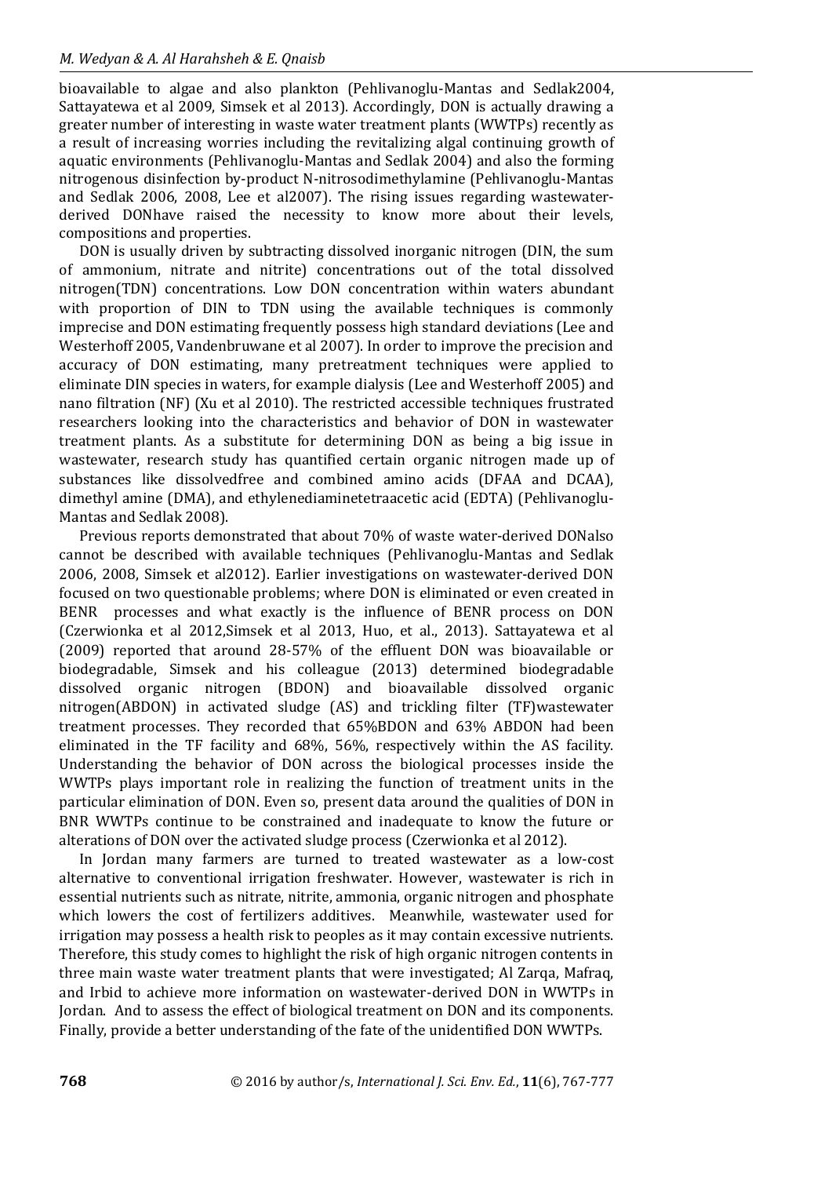bioavailable to algae and also plankton (Pehlivanoglu-Mantas and Sedlak2004, Sattayatewa et al 2009, Simsek et al 2013). Accordingly, DON is actually drawing a greater number of interesting in waste water treatment plants (WWTPs) recently as a result of increasing worries including the revitalizing algal continuing growth of aquatic environments (Pehlivanoglu-Mantas and Sedlak 2004) and also the forming nitrogenous disinfection by-product N-nitrosodimethylamine (Pehlivanoglu-Mantas and Sedlak 2006, 2008, Lee et al2007). The rising issues regarding wastewater-derived DONhave raised the necessity to know more about their levels, compositions and properties.

DON is usually driven by subtracting dissolved inorganic nitrogen (DIN, the sum of ammonium, nitrate and nitrite) concentrations out of the total dissolved nitrogen(TDN) concentrations. Low DON concentration within waters abundant with proportion of DIN to TDN using the available techniques is commonly imprecise and DON estimating frequently possess high standard deviations (Lee and Westerhoff 2005, Vandenbruwane et al 2007). In order to improve the precision and accuracy of DON estimating, many pretreatment techniques were applied to eliminate DIN species in waters, for example dialysis (Lee and Westerhoff 2005) and nano filtration (NF) (Xu et al 2010). The restricted accessible techniques frustrated researchers looking into the characteristics and behavior of DON in wastewater treatment plants. As a substitute for determining DON as being a big issue in wastewater, research study has quantified certain organic nitrogen made up of substances like dissolvedfree and combined amino acids (DFAA and DCAA), dimethyl amine (DMA), and ethylenediaminetetraacetic acid (EDTA) (Pehlivanoglu-Mantas and Sedlak 2008).

Previous reports demonstrated that about 70% of waste water-derived DONalso cannot be described with available techniques (Pehlivanoglu-Mantas and Sedlak 2006, 2008, Simsek et al2012). Earlier investigations on wastewater-derived DON focused on two questionable problems; where DON is eliminated or even created in BENR processes and what exactly is the influence of BENR process on DON (Czerwionka et al 2012,Simsek et al 2013, Huo, et al., 2013). Sattayatewa et al (2009) reported that around 28-57% of the effluent DON was bioavailable or biodegradable, Simsek and his colleague (2013) determined biodegradable dissolved organic nitrogen (BDON) and bioavailable dissolved organic nitrogen(ABDON) in activated sludge (AS) and trickling filter (TF)wastewater treatment processes. They recorded that 65%BDON and 63% ABDON had been eliminated in the TF facility and 68%, 56%, respectively within the AS facility. Understanding the behavior of DON across the biological processes inside the WWTPs plays important role in realizing the function of treatment units in the particular elimination of DON. Even so, present data around the qualities of DON in BNR WWTPs continue to be constrained and inadequate to know the future or alterations of DON over the activated sludge process (Czerwionka et al 2012).

In Jordan many farmers are turned to treated wastewater as a low-cost alternative to conventional irrigation freshwater. However, wastewater is rich in essential nutrients such as nitrate, nitrite, ammonia, organic nitrogen and phosphate which lowers the cost of fertilizers additives. Meanwhile, wastewater used for irrigation may possess a health risk to peoples as it may contain excessive nutrients. Therefore, this study comes to highlight the risk of high organic nitrogen contents in three main waste water treatment plants that were investigated; Al Zarqa, Mafraq, and Irbid to achieve more information on wastewater-derived DON in WWTPs in Jordan. And to assess the effect of biological treatment on DON and its components. Finally, provide a better understanding of the fate of the unidentified DON WWTPs.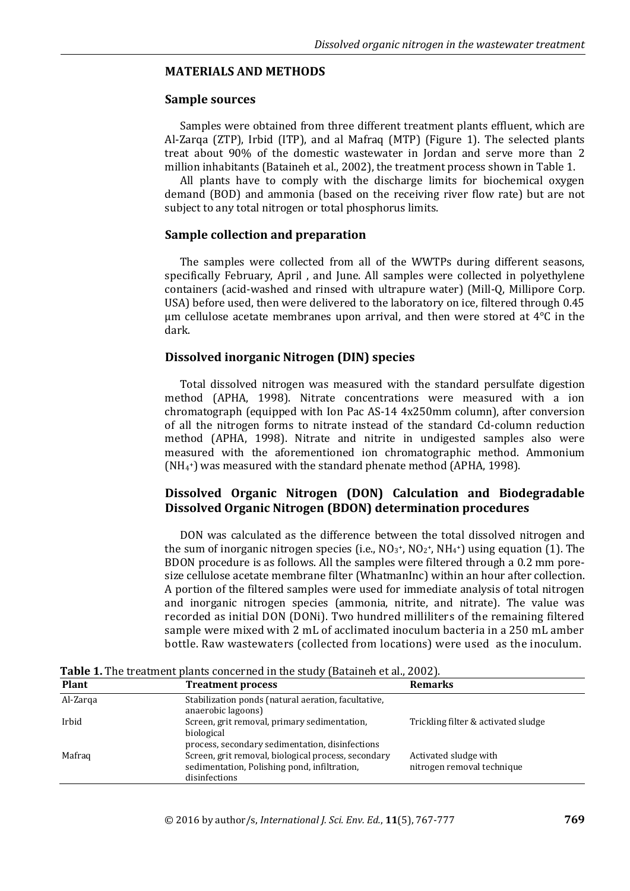## MATERIALS AND METHODS

### Sample sources

Samples were obtained from three different treatment plants effluent, which are Al-Zarqa (ZTP), Irbid (ITP), and al Mafraq (MTP) (Figure 1). The selected plants treat about 90% of the domestic wastewater in Jordan and serve more than 2 million inhabitants (Bataineh et al., 2002), the treatment process shown in Table 1.

All plants have to comply with the discharge limits for biochemical oxygen demand (BOD) and ammonia (based on the receiving river flow rate) but are not subject to any total nitrogen or total phosphorus limits.

### Sample collection and preparation

The samples were collected from all of the WWTPs during different seasons, specifically February, April , and June. All samples were collected in polyethylene containers (acid-washed and rinsed with ultrapure water) (Mill-Q, Millipore Corp. USA) before used, then were delivered to the laboratory on ice, filtered through 0.45 μm cellulose acetate membranes upon arrival, and then were stored at 4°C in the dark.

### Dissolved inorganic Nitrogen (DIN) species

Total dissolved nitrogen was measured with the standard persulfate digestion method (APHA, 1998). Nitrate concentrations were measured with a ion chromatograph (equipped with Ion Pac AS-14 4x250mm column), after conversion of all the nitrogen forms to nitrate instead of the standard Cd-column reduction method (APHA, 1998). Nitrate and nitrite in undigested samples also were measured with the aforementioned ion chromatographic method. Ammonium ($NH_4^+$) was measured with the standard phenate method (APHA, 1998).

### Dissolved Organic Nitrogen (DON) Calculation and Biodegradable Dissolved Organic Nitrogen (BDON) determination procedures

DON was calculated as the difference between the total dissolved nitrogen and the sum of inorganic nitrogen species (i.e., $NO_3^+$, $NO_2^+$, $NH_4^+$) using equation (1). The BDON procedure is as follows. All the samples were filtered through a 0.2 mm pore-size cellulose acetate membrane filter (WhatmanInc) within an hour after collection. A portion of the filtered samples were used for immediate analysis of total nitrogen and inorganic nitrogen species (ammonia, nitrite, and nitrate). The value was recorded as initial DON (DONi). Two hundred milliliters of the remaining filtered sample were mixed with 2 mL of acclimated inoculum bacteria in a 250 mL amber bottle. Raw wastewaters (collected from locations) were used as the inoculum.

**Table 1.** The treatment plants concerned in the study (Bataineh et al., 2002).

| Plant | Treatment process | Remarks |
|---|---|---|
| Al-Zarqa | Stabilization ponds (natural aeration, facultative, anaerobic lagoons) | |
| Irbid | Screen, grit removal, primary sedimentation, biological process, secondary sedimentation, disinfections | Trickling filter & activated sludge |
| Mafraq | Screen, grit removal, biological process, secondary sedimentation, Polishing pond, infiltration, disinfections | Activated sludge with nitrogen removal technique |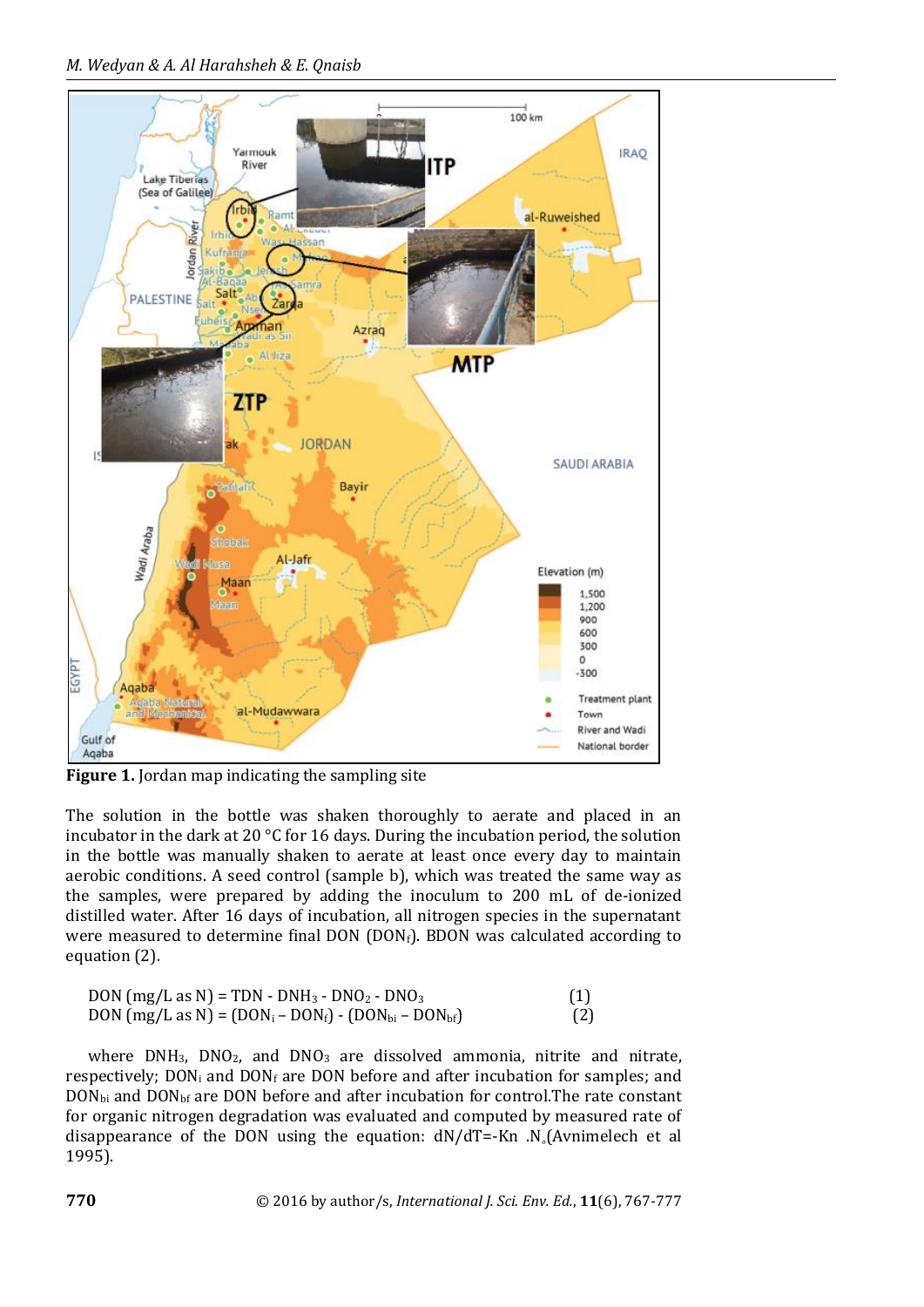**Figure 1.** Jordan map indicating the sampling site

The solution in the bottle was shaken thoroughly to aerate and placed in an incubator in the dark at 20 °C for 16 days. During the incubation period, the solution in the bottle was manually shaken to aerate at least once every day to maintain aerobic conditions. A seed control (sample b), which was treated the same way as the samples, were prepared by adding the inoculum to 200 mL of de-ionized distilled water. After 16 days of incubation, all nitrogen species in the supernatant were measured to determine final DON ($DON_f$). BDON was calculated according to equation (2).

$$DON \text{ (mg/L as N)} = TDN - DNH_3 - DNO_2 - DNO_3 \quad (1)$$

$$DON \text{ (mg/L as N)} = (DON_i - DON_f) - (DON_{bi} - DON_{bf}) \quad (2)$$

where $DNH_3$, $DNO_2$, and $DNO_3$ are dissolved ammonia, nitrite and nitrate, respectively; $DON_i$ and $DON_f$ are DON before and after incubation for samples; and $DON_{bi}$ and $DON_{bf}$ are DON before and after incubation for control.The rate constant for organic nitrogen degradation was evaluated and computed by measured rate of disappearance of the DON using the equation: $dN/dT=-Kn .N_o$(Avnimelech et al 1995).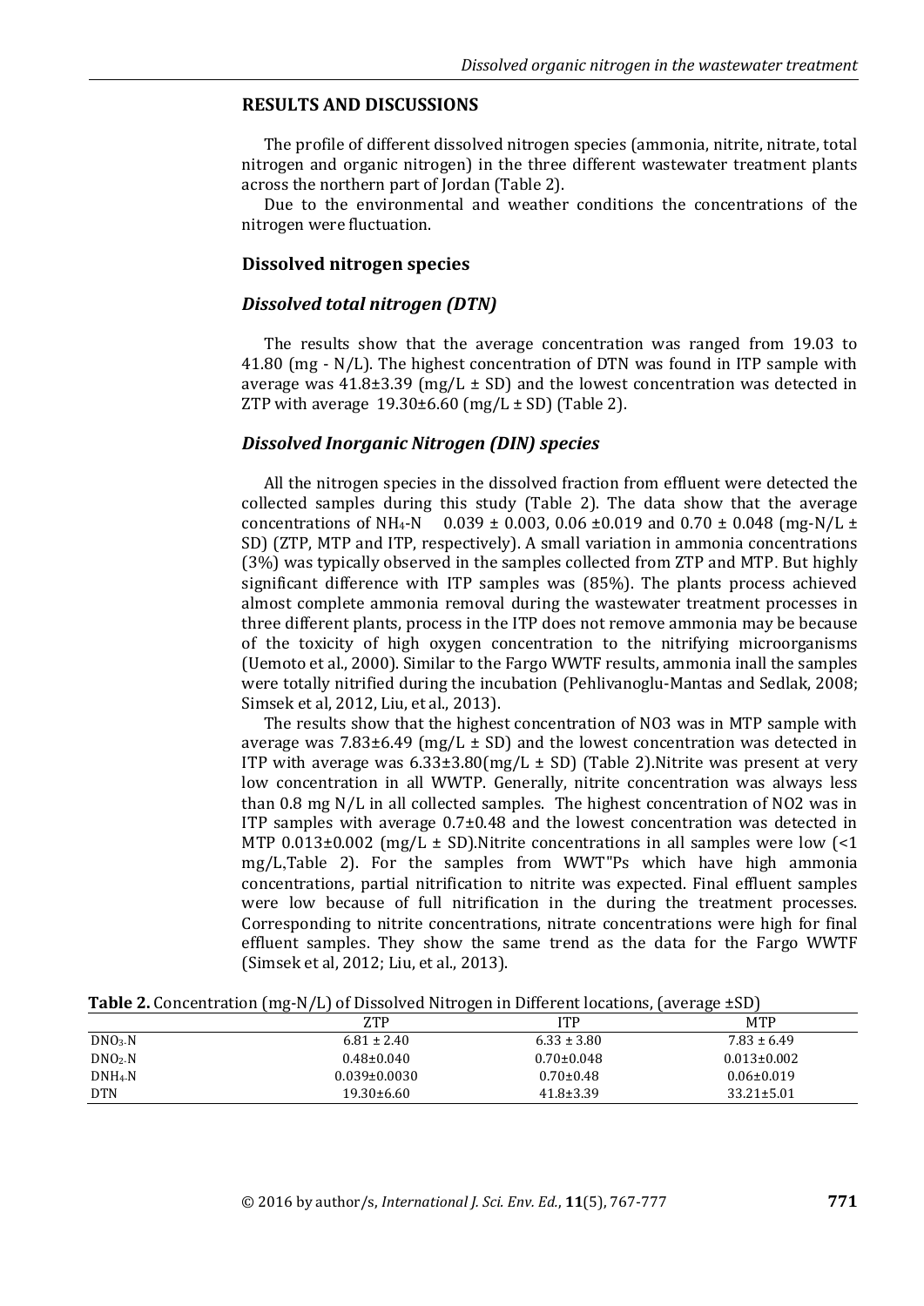## RESULTS AND DISCUSSIONS

The profile of different dissolved nitrogen species (ammonia, nitrite, nitrate, total nitrogen and organic nitrogen) in the three different wastewater treatment plants across the northern part of Jordan (Table 2).

Due to the environmental and weather conditions the concentrations of the nitrogen were fluctuation.

### Dissolved nitrogen species

#### *Dissolved total nitrogen (DTN)*

The results show that the average concentration was ranged from 19.03 to 41.80 (mg - N/L). The highest concentration of DTN was found in ITP sample with average was 41.8±3.39 (mg/L ± SD) and the lowest concentration was detected in ZTP with average 19.30±6.60 (mg/L ± SD) (Table 2).

#### *Dissolved Inorganic Nitrogen (DIN) species*

All the nitrogen species in the dissolved fraction from effluent were detected the collected samples during this study (Table 2). The data show that the average concentrations of $NH_4$-N 0.039 ± 0.003, 0.06 ±0.019 and 0.70 ± 0.048 (mg-N/L ± SD) (ZTP, MTP and ITP, respectively). A small variation in ammonia concentrations (3%) was typically observed in the samples collected from ZTP and MTP. But highly significant difference with ITP samples was (85%). The plants process achieved almost complete ammonia removal during the wastewater treatment processes in three different plants, process in the ITP does not remove ammonia may be because of the toxicity of high oxygen concentration to the nitrifying microorganisms (Uemoto et al., 2000). Similar to the Fargo WWTF results, ammonia inall the samples were totally nitrified during the incubation (Pehlivanoglu-Mantas and Sedlak, 2008; Simsek et al, 2012, Liu, et al., 2013).

The results show that the highest concentration of NO3 was in MTP sample with average was 7.83±6.49 (mg/L ± SD) and the lowest concentration was detected in ITP with average was 6.33±3.80(mg/L ± SD) (Table 2).Nitrite was present at very low concentration in all WWTP. Generally, nitrite concentration was always less than 0.8 mg N/L in all collected samples. The highest concentration of NO2 was in ITP samples with average 0.7±0.48 and the lowest concentration was detected in MTP 0.013±0.002 (mg/L ± SD).Nitrite concentrations in all samples were low (<1 mg/L,Table 2). For the samples from WWT"Ps which have high ammonia concentrations, partial nitrification to nitrite was expected. Final effluent samples were low because of full nitrification in the during the treatment processes. Corresponding to nitrite concentrations, nitrate concentrations were high for final effluent samples. They show the same trend as the data for the Fargo WWTF (Simsek et al, 2012; Liu, et al., 2013).

**Table 2.** Concentration (mg-N/L) of Dissolved Nitrogen in Different locations, (average ±SD)

| | ZTP | ITP | MTP |
|---|---|---|---|
| $DNO_3$-N | 6.81 ± 2.40 | 6.33 ± 3.80 | 7.83 ± 6.49 |
| $DNO_2$-N | 0.48±0.040 | 0.70±0.048 | 0.013±0.002 |
| $DNH_4$-N | 0.039±0.0030 | 0.70±0.48 | 0.06±0.019 |
| DTN | 19.30±6.60 | 41.8±3.39 | 33.21±5.01 |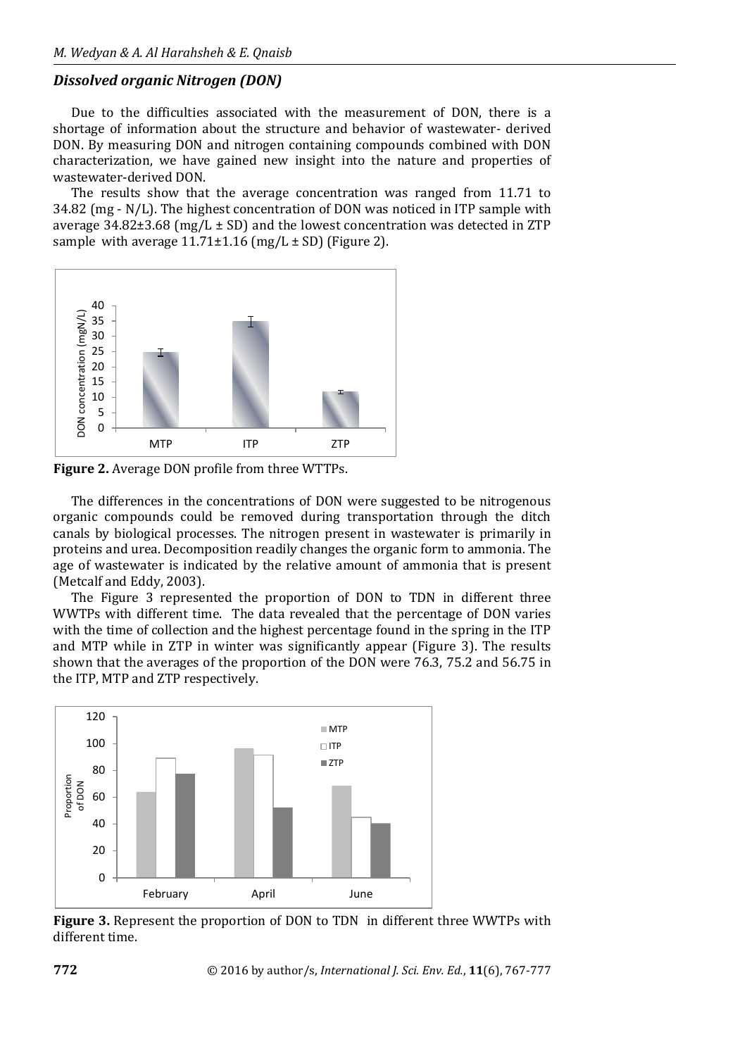### *Dissolved organic Nitrogen (DON)*

Due to the difficulties associated with the measurement of DON, there is a shortage of information about the structure and behavior of wastewater- derived DON. By measuring DON and nitrogen containing compounds combined with DON characterization, we have gained new insight into the nature and properties of wastewater-derived DON.

The results show that the average concentration was ranged from 11.71 to 34.82 (mg - N/L). The highest concentration of DON was noticed in ITP sample with average 34.82±3.68 (mg/L ± SD) and the lowest concentration was detected in ZTP sample with average 11.71±1.16 (mg/L ± SD) (Figure 2).

**Figure 2.** Average DON profile from three WTTPs.

The differences in the concentrations of DON were suggested to be nitrogenous organic compounds could be removed during transportation through the ditch canals by biological processes. The nitrogen present in wastewater is primarily in proteins and urea. Decomposition readily changes the organic form to ammonia. The age of wastewater is indicated by the relative amount of ammonia that is present (Metcalf and Eddy, 2003).

The Figure 3 represented the proportion of DON to TDN in different three WWTPs with different time. The data revealed that the percentage of DON varies with the time of collection and the highest percentage found in the spring in the ITP and MTP while in ZTP in winter was significantly appear (Figure 3). The results shown that the averages of the proportion of the DON were 76.3, 75.2 and 56.75 in the ITP, MTP and ZTP respectively.

**Figure 3.** Represent the proportion of DON to TDN in different three WWTPs with different time.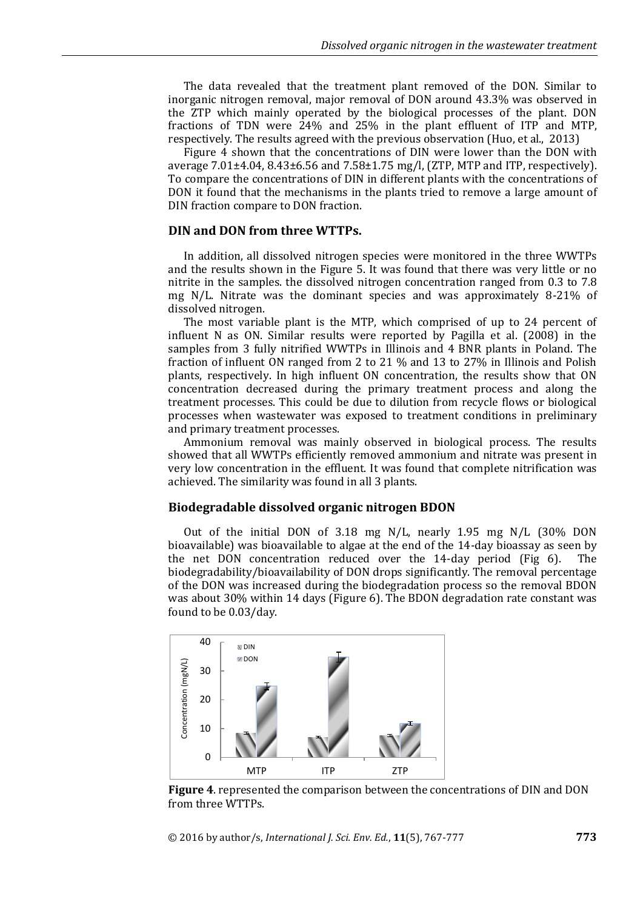The data revealed that the treatment plant removed of the DON. Similar to inorganic nitrogen removal, major removal of DON around 43.3% was observed in the ZTP which mainly operated by the biological processes of the plant. DON fractions of TDN were 24% and 25% in the plant effluent of ITP and MTP, respectively. The results agreed with the previous observation (Huo, et al., 2013)

Figure 4 shown that the concentrations of DIN were lower than the DON with average 7.01±4.04, 8.43±6.56 and 7.58±1.75 mg/l, (ZTP, MTP and ITP, respectively). To compare the concentrations of DIN in different plants with the concentrations of DON it found that the mechanisms in the plants tried to remove a large amount of DIN fraction compare to DON fraction.

### DIN and DON from three WTTPs.

In addition, all dissolved nitrogen species were monitored in the three WWTPs and the results shown in the Figure 5. It was found that there was very little or no nitrite in the samples. the dissolved nitrogen concentration ranged from 0.3 to 7.8 mg N/L. Nitrate was the dominant species and was approximately 8-21% of dissolved nitrogen.

The most variable plant is the MTP, which comprised of up to 24 percent of influent N as ON. Similar results were reported by Pagilla et al. (2008) in the samples from 3 fully nitrified WWTPs in Illinois and 4 BNR plants in Poland. The fraction of influent ON ranged from 2 to 21 % and 13 to 27% in Illinois and Polish plants, respectively. In high influent ON concentration, the results show that ON concentration decreased during the primary treatment process and along the treatment processes. This could be due to dilution from recycle flows or biological processes when wastewater was exposed to treatment conditions in preliminary and primary treatment processes.

Ammonium removal was mainly observed in biological process. The results showed that all WWTPs efficiently removed ammonium and nitrate was present in very low concentration in the effluent. It was found that complete nitrification was achieved. The similarity was found in all 3 plants.

### Biodegradable dissolved organic nitrogen BDON

Out of the initial DON of 3.18 mg N/L, nearly 1.95 mg N/L (30% DON bioavailable) was bioavailable to algae at the end of the 14-day bioassay as seen by the net DON concentration reduced over the 14-day period (Fig 6). The biodegradability/bioavailability of DON drops significantly. The removal percentage of the DON was increased during the biodegradation process so the removal BDON was about 30% within 14 days (Figure 6). The BDON degradation rate constant was found to be 0.03/day.

**Figure 4**. represented the comparison between the concentrations of DIN and DON from three WTTPs.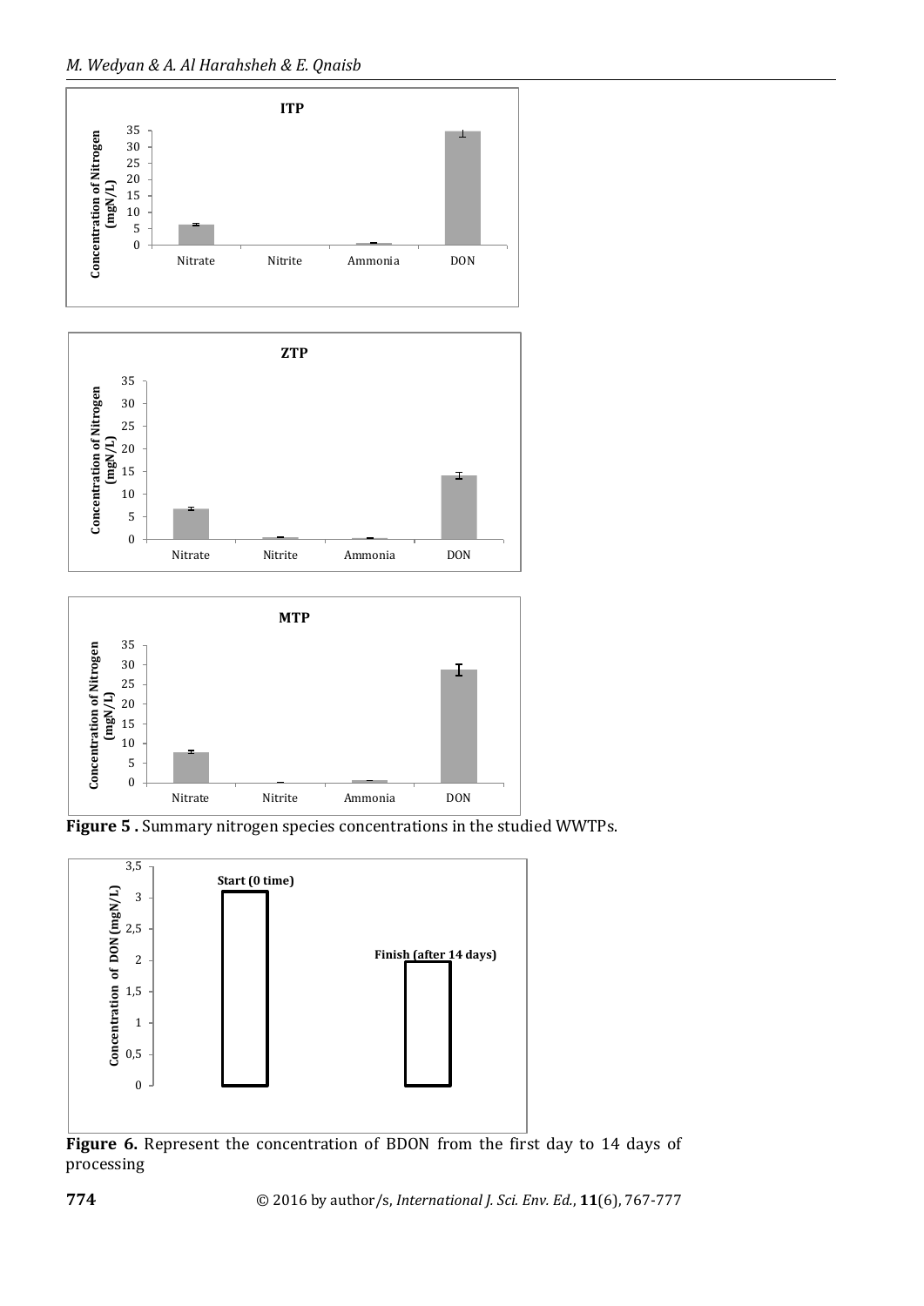**Figure 5 .** Summary nitrogen species concentrations in the studied WWTPs.

**Figure 6.** Represent the concentration of BDON from the first day to 14 days of processing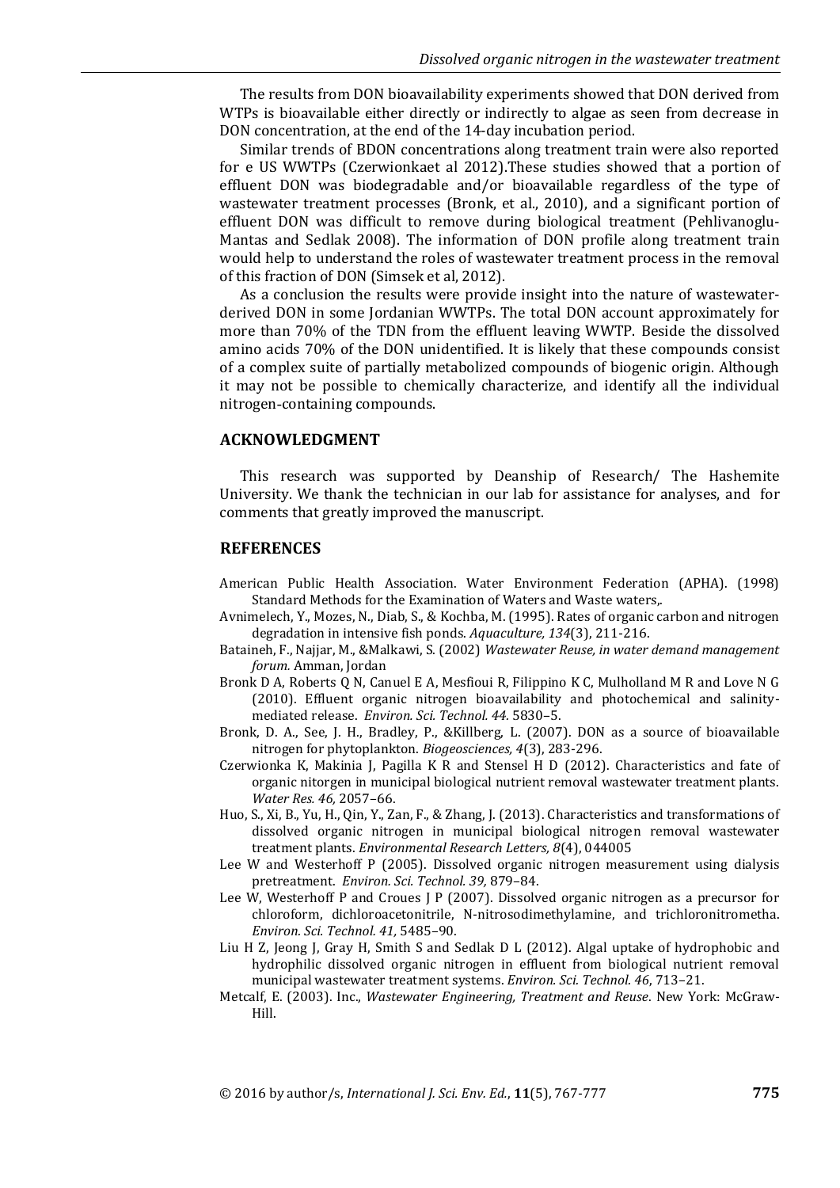The results from DON bioavailability experiments showed that DON derived from WTPs is bioavailable either directly or indirectly to algae as seen from decrease in DON concentration, at the end of the 14-day incubation period.

Similar trends of BDON concentrations along treatment train were also reported for e US WWTPs (Czerwionkaet al 2012).These studies showed that a portion of effluent DON was biodegradable and/or bioavailable regardless of the type of wastewater treatment processes (Bronk, et al., 2010), and a significant portion of effluent DON was difficult to remove during biological treatment (Pehlivanoglu-Mantas and Sedlak 2008). The information of DON profile along treatment train would help to understand the roles of wastewater treatment process in the removal of this fraction of DON (Simsek et al, 2012).

As a conclusion the results were provide insight into the nature of wastewater-derived DON in some Jordanian WWTPs. The total DON account approximately for more than 70% of the TDN from the effluent leaving WWTP. Beside the dissolved amino acids 70% of the DON unidentified. It is likely that these compounds consist of a complex suite of partially metabolized compounds of biogenic origin. Although it may not be possible to chemically characterize, and identify all the individual nitrogen-containing compounds.

## ACKNOWLEDGMENT

This research was supported by Deanship of Research/ The Hashemite University. We thank the technician in our lab for assistance for analyses, and for comments that greatly improved the manuscript.

## REFERENCES

American Public Health Association. Water Environment Federation (APHA). (1998) Standard Methods for the Examination of Waters and Waste waters,.

Avnimelech, Y., Mozes, N., Diab, S., & Kochba, M. (1995). Rates of organic carbon and nitrogen degradation in intensive fish ponds. *Aquaculture, 134*(3), 211-216.

Bataineh, F., Najjar, M., &Malkawi, S. (2002) *Wastewater Reuse, in water demand management forum.* Amman, Jordan

Bronk D A, Roberts Q N, Canuel E A, Mesfioui R, Filippino K C, Mulholland M R and Love N G (2010). Effluent organic nitrogen bioavailability and photochemical and salinity-mediated release. *Environ. Sci. Technol. 44.* 5830–5.

Bronk, D. A., See, J. H., Bradley, P., &Killberg, L. (2007). DON as a source of bioavailable nitrogen for phytoplankton. *Biogeosciences, 4*(3), 283-296.

Czerwionka K, Makinia J, Pagilla K R and Stensel H D (2012). Characteristics and fate of organic nitorgen in municipal biological nutrient removal wastewater treatment plants. *Water Res. 46,* 2057–66.

Huo, S., Xi, B., Yu, H., Qin, Y., Zan, F., & Zhang, J. (2013). Characteristics and transformations of dissolved organic nitrogen in municipal biological nitrogen removal wastewater treatment plants. *Environmental Research Letters, 8*(4), 044005

Lee W and Westerhoff P (2005). Dissolved organic nitrogen measurement using dialysis pretreatment. *Environ. Sci. Technol. 39,* 879–84.

Lee W, Westerhoff P and Croues J P (2007). Dissolved organic nitrogen as a precursor for chloroform, dichloroacetonitrile, N-nitrosodimethylamine, and trichloronitrometha. *Environ. Sci. Technol. 41,* 5485–90.

Liu H Z, Jeong J, Gray H, Smith S and Sedlak D L (2012). Algal uptake of hydrophobic and hydrophilic dissolved organic nitrogen in effluent from biological nutrient removal municipal wastewater treatment systems. *Environ. Sci. Technol. 46*, 713–21.

Metcalf, E. (2003). Inc., *Wastewater Engineering, Treatment and Reuse*. New York: McGraw-Hill.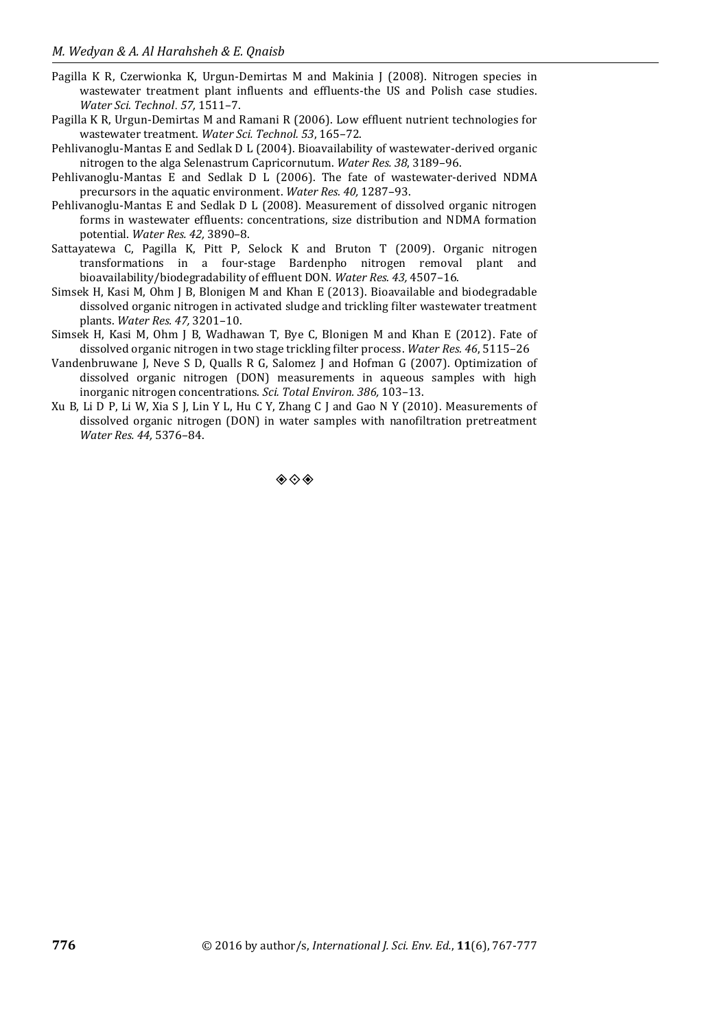Pagilla K R, Czerwionka K, Urgun-Demirtas M and Makinia J (2008). Nitrogen species in wastewater treatment plant influents and effluents-the US and Polish case studies. *Water Sci. Technol. 57,* 1511–7.

Pagilla K R, Urgun-Demirtas M and Ramani R (2006). Low effluent nutrient technologies for wastewater treatment. *Water Sci. Technol. 53*, 165–72.

Pehlivanoglu-Mantas E and Sedlak D L (2004). Bioavailability of wastewater-derived organic nitrogen to the alga Selenastrum Capricornutum. *Water Res. 38*, 3189–96.

Pehlivanoglu-Mantas E and Sedlak D L (2006). The fate of wastewater-derived NDMA precursors in the aquatic environment. *Water Res. 40,* 1287–93.

Pehlivanoglu-Mantas E and Sedlak D L (2008). Measurement of dissolved organic nitrogen forms in wastewater effluents: concentrations, size distribution and NDMA formation potential. *Water Res. 42,* 3890–8.

Sattayatewa C, Pagilla K, Pitt P, Selock K and Bruton T (2009). Organic nitrogen transformations in a four-stage Bardenpho nitrogen removal plant and bioavailability/biodegradability of effluent DON. *Water Res. 43,* 4507–16.

Simsek H, Kasi M, Ohm J B, Blonigen M and Khan E (2013). Bioavailable and biodegradable dissolved organic nitrogen in activated sludge and trickling filter wastewater treatment plants. *Water Res. 47,* 3201–10.

Simsek H, Kasi M, Ohm J B, Wadhawan T, Bye C, Blonigen M and Khan E (2012). Fate of dissolved organic nitrogen in two stage trickling filter process. *Water Res. 46*, 5115–26

Vandenbruwane J, Neve S D, Qualls R G, Salomez J and Hofman G (2007). Optimization of dissolved organic nitrogen (DON) measurements in aqueous samples with high inorganic nitrogen concentrations. *Sci. Total Environ. 386,* 103–13.

Xu B, Li D P, Li W, Xia S J, Lin Y L, Hu C Y, Zhang C J and Gao N Y (2010). Measurements of dissolved organic nitrogen (DON) in water samples with nanofiltration pretreatment *Water Res. 44,* 5376–84.

◈◇◈